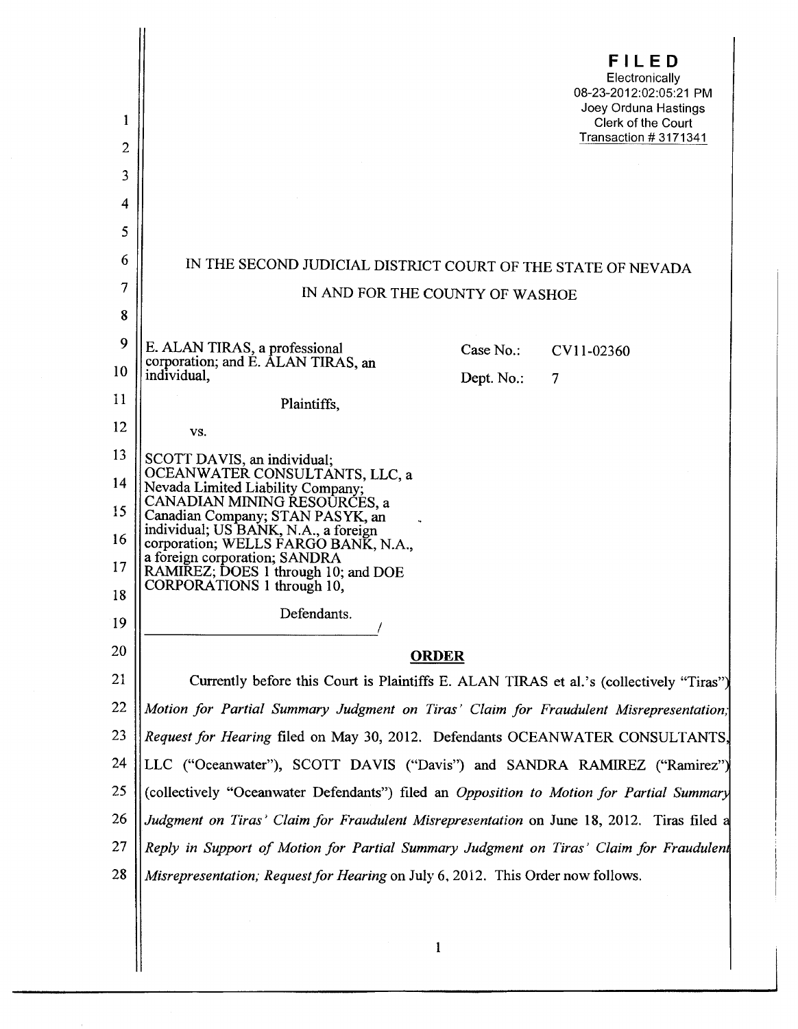**FILED**
Electronically
08-23-2012:02:05:21 PM
Joey Orduna Hastings
Clerk of the Court
Transaction # 3171341

IN THE SECOND JUDICIAL DISTRICT COURT OF THE STATE OF NEVADA

IN AND FOR THE COUNTY OF WASHOE

E. ALAN TIRAS, a professional corporation; and E. ALAN TIRAS, an individual,

Plaintiffs,

vs.

SCOTT DAVIS, an individual; OCEANWATER CONSULTANTS, LLC, a Nevada Limited Liability Company; CANADIAN MINING RESOURCES, a Canadian Company; STAN PASYK, an individual; US BANK, N.A., a foreign corporation; WELLS FARGO BANK, N.A., a foreign corporation; SANDRA RAMIREZ; DOES 1 through 10; and DOE CORPORATIONS 1 through 10,

Defendants.
_______________________________/

Case No.: CV11-02360

Dept. No.: 7

## ORDER

Currently before this Court is Plaintiffs E. ALAN TIRAS et al.'s (collectively "Tiras") *Motion for Partial Summary Judgment on Tiras' Claim for Fraudulent Misrepresentation; Request for Hearing* filed on May 30, 2012. Defendants OCEANWATER CONSULTANTS, LLC ("Oceanwater"), SCOTT DAVIS ("Davis") and SANDRA RAMIREZ ("Ramirez") (collectively "Oceanwater Defendants") filed an *Opposition to Motion for Partial Summary Judgment on Tiras' Claim for Fraudulent Misrepresentation* on June 18, 2012. Tiras filed a *Reply in Support of Motion for Partial Summary Judgment on Tiras' Claim for Fraudulent Misrepresentation; Request for Hearing* on July 6, 2012. This Order now follows.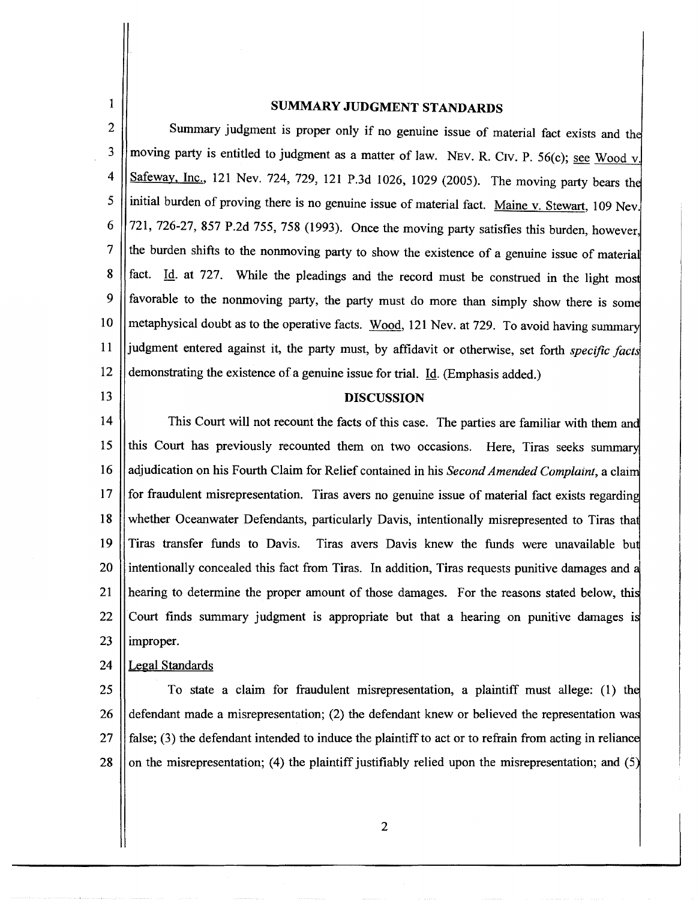## SUMMARY JUDGMENT STANDARDS

Summary judgment is proper only if no genuine issue of material fact exists and the moving party is entitled to judgment as a matter of law. NEV. R. CIV. P. 56(c); see Wood v. Safeway, Inc., 121 Nev. 724, 729, 121 P.3d 1026, 1029 (2005). The moving party bears the initial burden of proving there is no genuine issue of material fact. Maine v. Stewart, 109 Nev. 721, 726-27, 857 P.2d 755, 758 (1993). Once the moving party satisfies this burden, however, the burden shifts to the nonmoving party to show the existence of a genuine issue of material fact. Id. at 727. While the pleadings and the record must be construed in the light most favorable to the nonmoving party, the party must do more than simply show there is some metaphysical doubt as to the operative facts. Wood, 121 Nev. at 729. To avoid having summary judgment entered against it, the party must, by affidavit or otherwise, set forth *specific facts* demonstrating the existence of a genuine issue for trial. Id. (Emphasis added.)

## DISCUSSION

This Court will not recount the facts of this case. The parties are familiar with them and this Court has previously recounted them on two occasions. Here, Tiras seeks summary adjudication on his Fourth Claim for Relief contained in his *Second Amended Complaint*, a claim for fraudulent misrepresentation. Tiras avers no genuine issue of material fact exists regarding whether Oceanwater Defendants, particularly Davis, intentionally misrepresented to Tiras that Tiras transfer funds to Davis. Tiras avers Davis knew the funds were unavailable but intentionally concealed this fact from Tiras. In addition, Tiras requests punitive damages and a hearing to determine the proper amount of those damages. For the reasons stated below, this Court finds summary judgment is appropriate but that a hearing on punitive damages is improper.

### Legal Standards

To state a claim for fraudulent misrepresentation, a plaintiff must allege: (1) the defendant made a misrepresentation; (2) the defendant knew or believed the representation was false; (3) the defendant intended to induce the plaintiff to act or to refrain from acting in reliance on the misrepresentation; (4) the plaintiff justifiably relied upon the misrepresentation; and (5)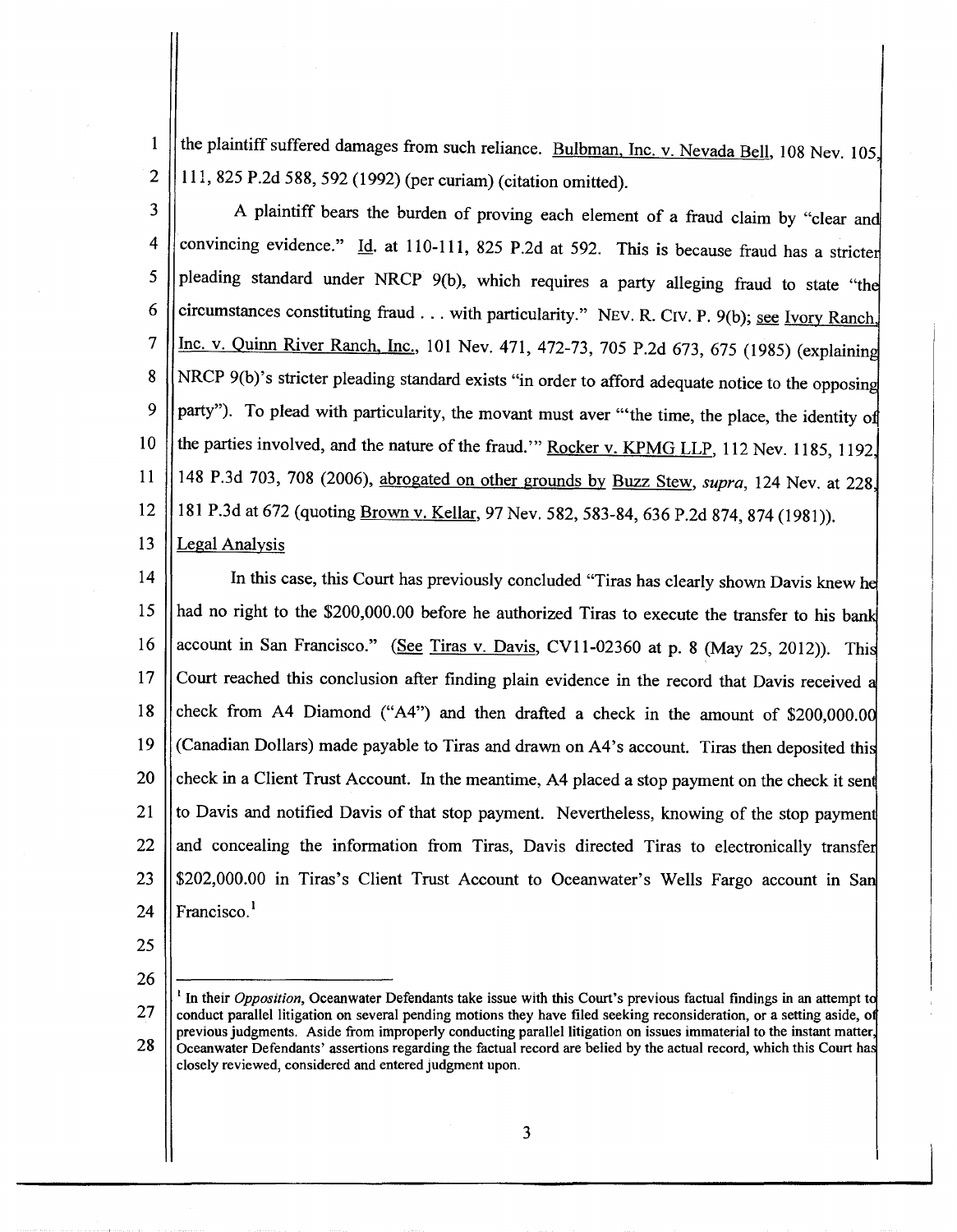the plaintiff suffered damages from such reliance. Bulbman, Inc. v. Nevada Bell, 108 Nev. 105, 111, 825 P.2d 588, 592 (1992) (per curiam) (citation omitted).

A plaintiff bears the burden of proving each element of a fraud claim by "clear and convincing evidence." Id. at 110-111, 825 P.2d at 592. This is because fraud has a stricter pleading standard under NRCP 9(b), which requires a party alleging fraud to state "the circumstances constituting fraud . . . with particularity." NEV. R. CIV. P. 9(b); see Ivory Ranch, Inc. v. Quinn River Ranch, Inc., 101 Nev. 471, 472-73, 705 P.2d 673, 675 (1985) (explaining NRCP 9(b)'s stricter pleading standard exists "in order to afford adequate notice to the opposing party"). To plead with particularity, the movant must aver "'the time, the place, the identity of the parties involved, and the nature of the fraud.'" Rocker v. KPMG LLP, 112 Nev. 1185, 1192, 148 P.3d 703, 708 (2006), abrogated on other grounds by Buzz Stew, *supra*, 124 Nev. at 228, 181 P.3d at 672 (quoting Brown v. Kellar, 97 Nev. 582, 583-84, 636 P.2d 874, 874 (1981)).

Legal Analysis

In this case, this Court has previously concluded "Tiras has clearly shown Davis knew he had no right to the $200,000.00 before he authorized Tiras to execute the transfer to his bank account in San Francisco." (See Tiras v. Davis, CV11-02360 at p. 8 (May 25, 2012)). This Court reached this conclusion after finding plain evidence in the record that Davis received a check from A4 Diamond ("A4") and then drafted a check in the amount of $200,000.00 (Canadian Dollars) made payable to Tiras and drawn on A4's account. Tiras then deposited this check in a Client Trust Account. In the meantime, A4 placed a stop payment on the check it sent to Davis and notified Davis of that stop payment. Nevertheless, knowing of the stop payment and concealing the information from Tiras, Davis directed Tiras to electronically transfer $202,000.00 in Tiras's Client Trust Account to Oceanwater's Wells Fargo account in San Francisco.[1]

---

[1] In their *Opposition*, Oceanwater Defendants take issue with this Court's previous factual findings in an attempt to conduct parallel litigation on several pending motions they have filed seeking reconsideration, or a setting aside, of previous judgments. Aside from improperly conducting parallel litigation on issues immaterial to the instant matter, Oceanwater Defendants' assertions regarding the factual record are belied by the actual record, which this Court has closely reviewed, considered and entered judgment upon.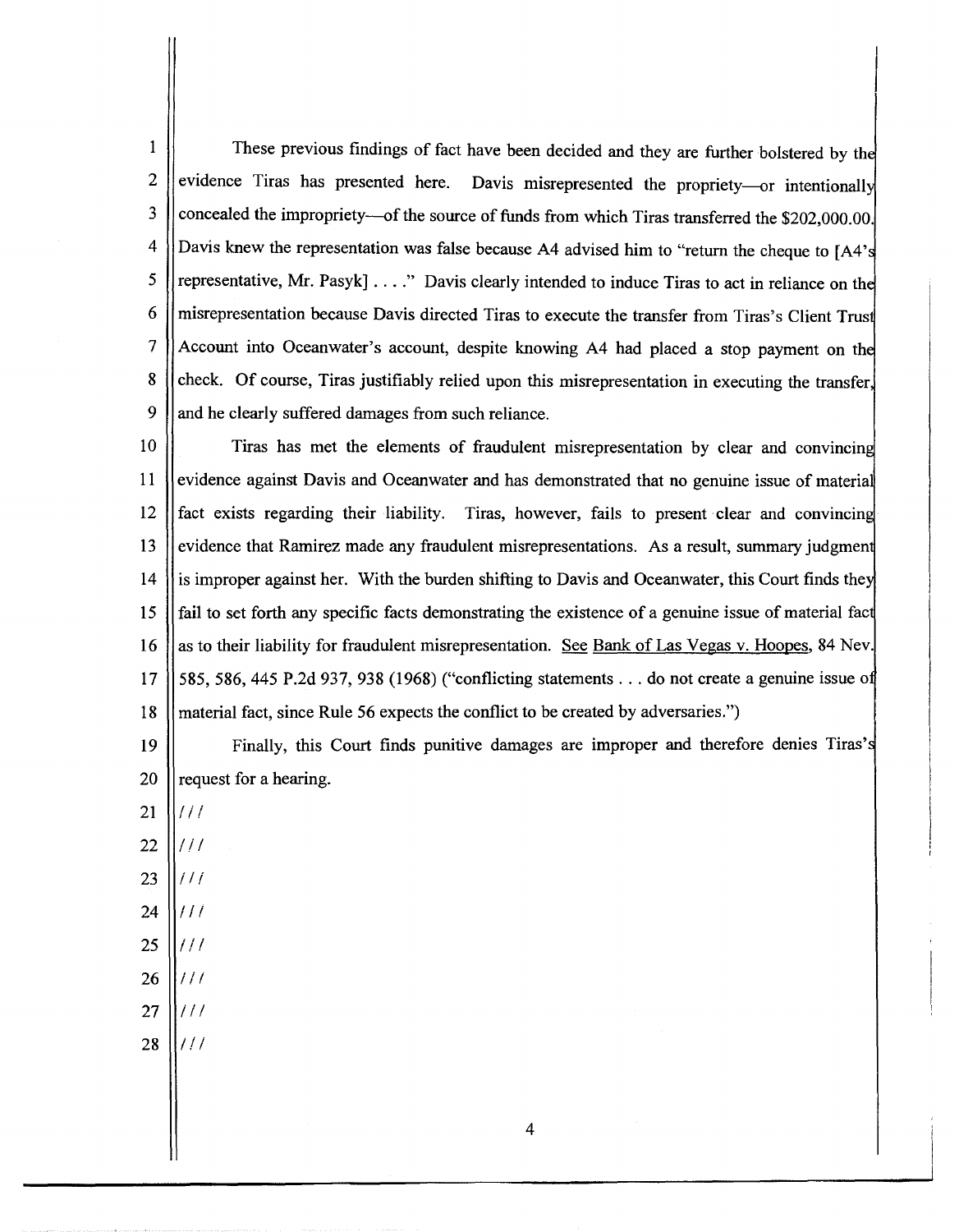These previous findings of fact have been decided and they are further bolstered by the evidence Tiras has presented here. Davis misrepresented the propriety—or intentionally concealed the impropriety—of the source of funds from which Tiras transferred the $202,000.00. Davis knew the representation was false because A4 advised him to "return the cheque to [A4's representative, Mr. Pasyk] . . . ." Davis clearly intended to induce Tiras to act in reliance on the misrepresentation because Davis directed Tiras to execute the transfer from Tiras's Client Trust Account into Oceanwater's account, despite knowing A4 had placed a stop payment on the check. Of course, Tiras justifiably relied upon this misrepresentation in executing the transfer, and he clearly suffered damages from such reliance.

Tiras has met the elements of fraudulent misrepresentation by clear and convincing evidence against Davis and Oceanwater and has demonstrated that no genuine issue of material fact exists regarding their liability. Tiras, however, fails to present clear and convincing evidence that Ramirez made any fraudulent misrepresentations. As a result, summary judgment is improper against her. With the burden shifting to Davis and Oceanwater, this Court finds they fail to set forth any specific facts demonstrating the existence of a genuine issue of material fact as to their liability for fraudulent misrepresentation. See Bank of Las Vegas v. Hoopes, 84 Nev. 585, 586, 445 P.2d 937, 938 (1968) ("conflicting statements . . . do not create a genuine issue of material fact, since Rule 56 expects the conflict to be created by adversaries.")

Finally, this Court finds punitive damages are improper and therefore denies Tiras's request for a hearing.

///

///

///

///

///

///

///

///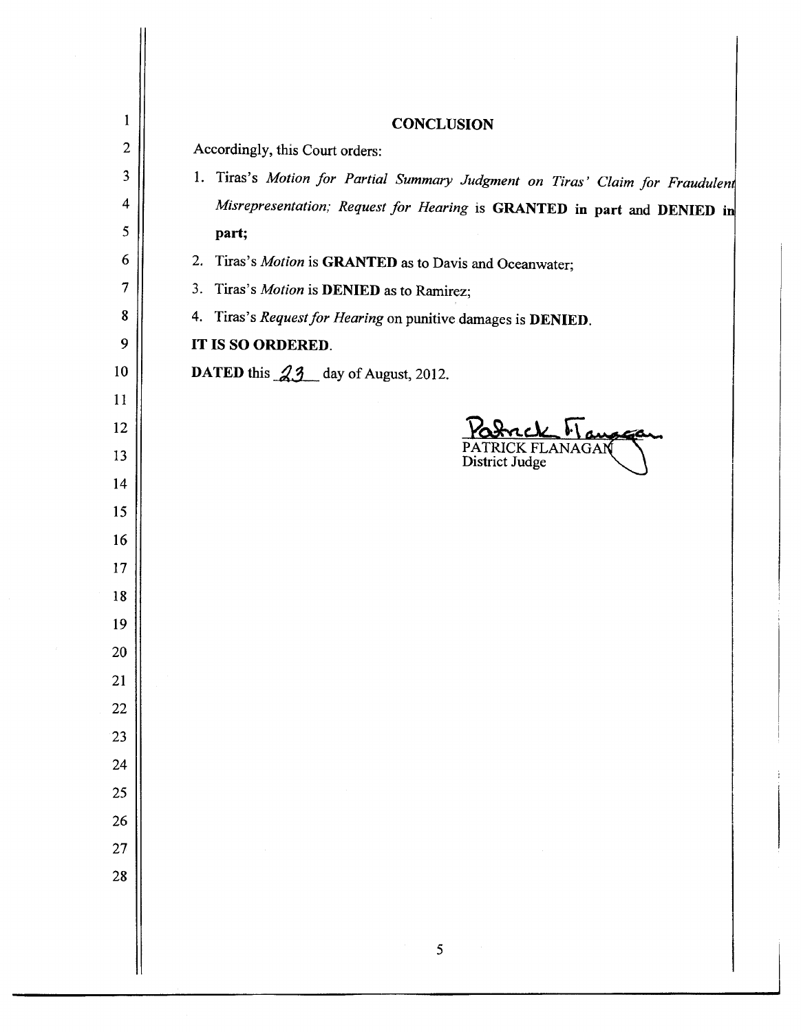## CONCLUSION

Accordingly, this Court orders:

1. Tiras's *Motion for Partial Summary Judgment on Tiras' Claim for Fraudulent Misrepresentation; Request for Hearing* is **GRANTED in part** and **DENIED in part;**
2. Tiras's *Motion* is **GRANTED** as to Davis and Oceanwater;
3. Tiras's *Motion* is **DENIED** as to Ramirez;
4. Tiras's *Request for Hearing* on punitive damages is **DENIED**.

**IT IS SO ORDERED**.

**DATED** this 23 day of August, 2012.

Patrick Flanagan
PATRICK FLANAGAN
District Judge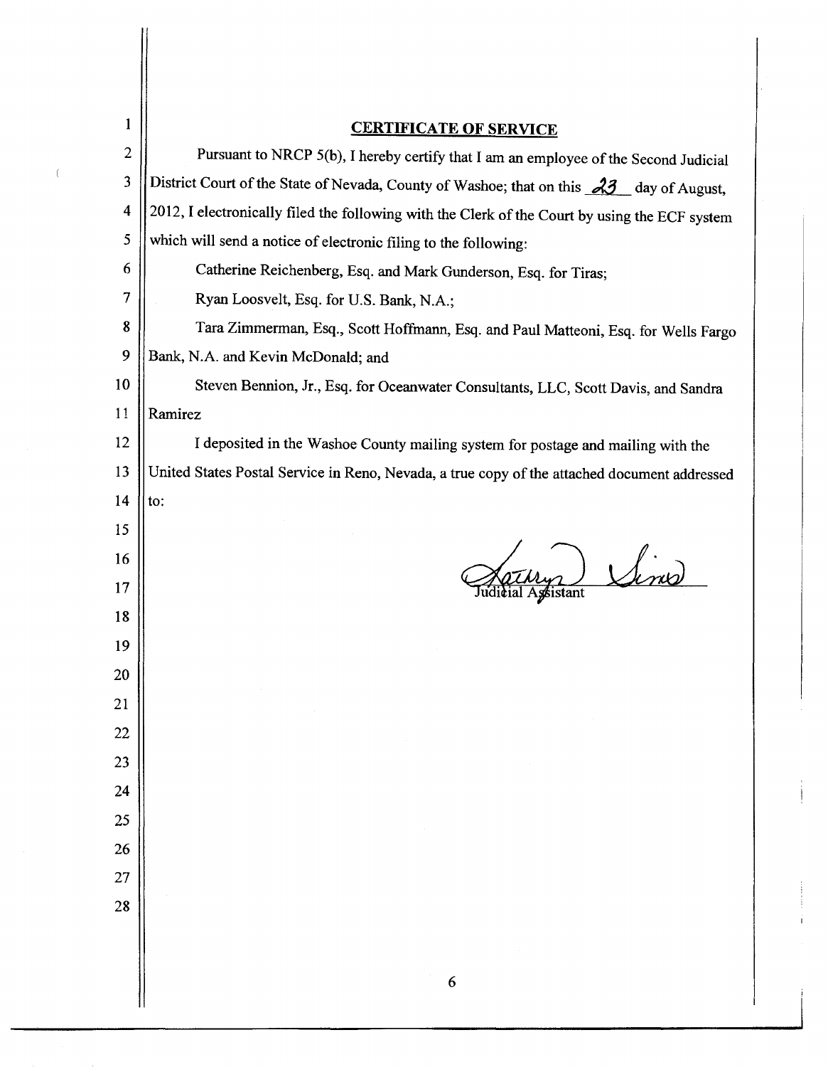## CERTIFICATE OF SERVICE

Pursuant to NRCP 5(b), I hereby certify that I am an employee of the Second Judicial District Court of the State of Nevada, County of Washoe; that on this 23 day of August, 2012, I electronically filed the following with the Clerk of the Court by using the ECF system which will send a notice of electronic filing to the following:

Catherine Reichenberg, Esq. and Mark Gunderson, Esq. for Tiras;

Ryan Loosvelt, Esq. for U.S. Bank, N.A.;

Tara Zimmerman, Esq., Scott Hoffmann, Esq. and Paul Matteoni, Esq. for Wells Fargo Bank, N.A. and Kevin McDonald; and

Steven Bennion, Jr., Esq. for Oceanwater Consultants, LLC, Scott Davis, and Sandra Ramirez

I deposited in the Washoe County mailing system for postage and mailing with the United States Postal Service in Reno, Nevada, a true copy of the attached document addressed to:

Kathryn Sims
Judicial Assistant